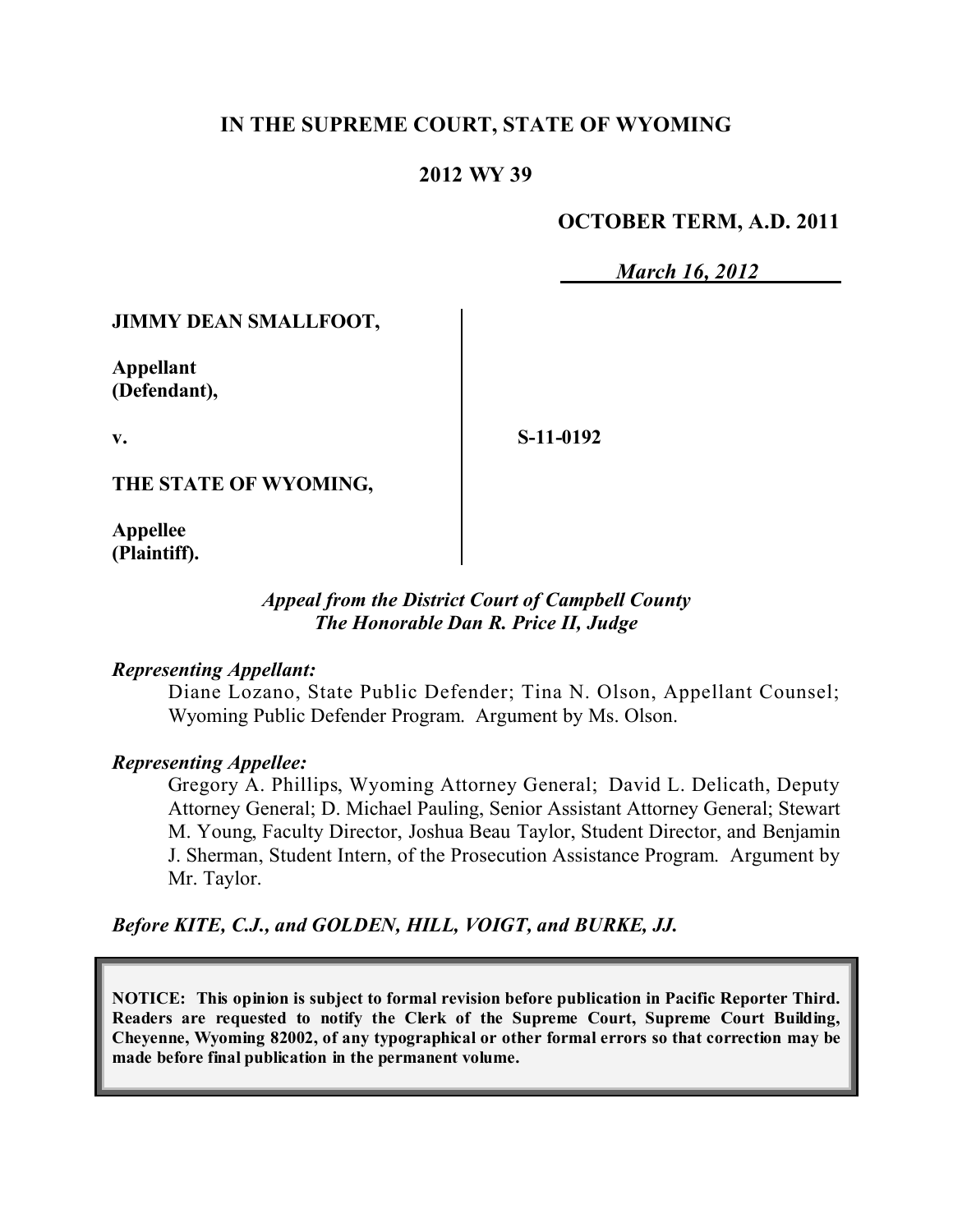**IN THE SUPREME COURT, STATE OF WYOMING**

**2012 WY 39**

**OCTOBER TERM, A.D. 2011**

*March 16, 2012*

**JIMMY DEAN SMALLFOOT,**

**Appellant (Defendant),**

**v.**

**THE STATE OF WYOMING,**

**Appellee (Plaintiff).**

**S-11-0192**

*Appeal from the District Court of Campbell County*
*The Honorable Dan R. Price II, Judge*

*Representing Appellant:*

Diane Lozano, State Public Defender; Tina N. Olson, Appellant Counsel; Wyoming Public Defender Program. Argument by Ms. Olson.

*Representing Appellee:*

Gregory A. Phillips, Wyoming Attorney General; David L. Delicath, Deputy Attorney General; D. Michael Pauling, Senior Assistant Attorney General; Stewart M. Young, Faculty Director, Joshua Beau Taylor, Student Director, and Benjamin J. Sherman, Student Intern, of the Prosecution Assistance Program. Argument by Mr. Taylor.

*Before KITE, C.J., and GOLDEN, HILL, VOIGT, and BURKE, JJ.*

**NOTICE: This opinion is subject to formal revision before publication in Pacific Reporter Third. Readers are requested to notify the Clerk of the Supreme Court, Supreme Court Building, Cheyenne, Wyoming 82002, of any typographical or other formal errors so that correction may be made before final publication in the permanent volume.**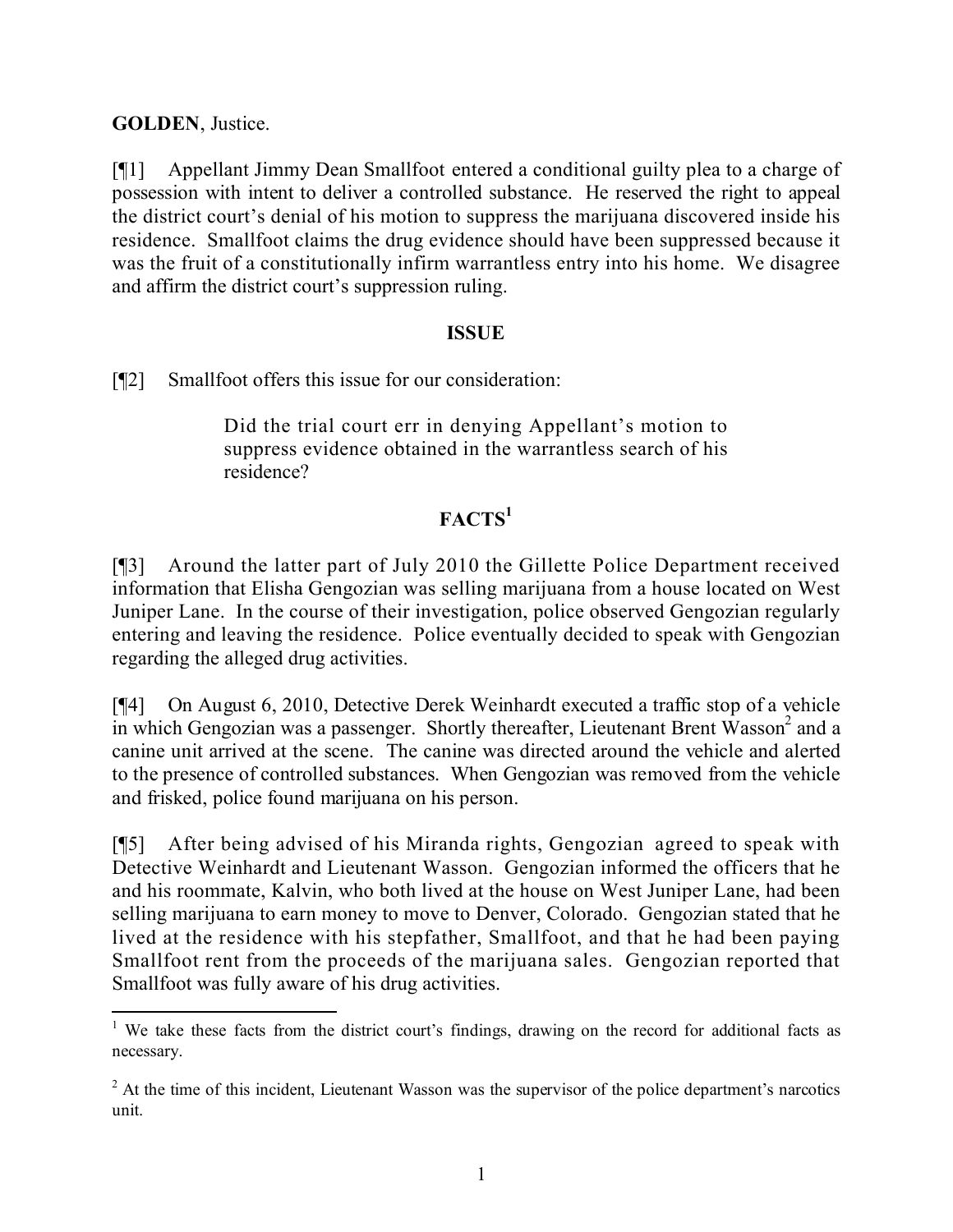**GOLDEN**, Justice.

[¶1] Appellant Jimmy Dean Smallfoot entered a conditional guilty plea to a charge of possession with intent to deliver a controlled substance. He reserved the right to appeal the district court's denial of his motion to suppress the marijuana discovered inside his residence. Smallfoot claims the drug evidence should have been suppressed because it was the fruit of a constitutionally infirm warrantless entry into his home. We disagree and affirm the district court's suppression ruling.

## ISSUE

[¶2] Smallfoot offers this issue for our consideration:

> Did the trial court err in denying Appellant's motion to suppress evidence obtained in the warrantless search of his residence?

## FACTS[1]

[¶3] Around the latter part of July 2010 the Gillette Police Department received information that Elisha Gengozian was selling marijuana from a house located on West Juniper Lane. In the course of their investigation, police observed Gengozian regularly entering and leaving the residence. Police eventually decided to speak with Gengozian regarding the alleged drug activities.

[¶4] On August 6, 2010, Detective Derek Weinhardt executed a traffic stop of a vehicle in which Gengozian was a passenger. Shortly thereafter, Lieutenant Brent Wasson[2] and a canine unit arrived at the scene. The canine was directed around the vehicle and alerted to the presence of controlled substances. When Gengozian was removed from the vehicle and frisked, police found marijuana on his person.

[¶5] After being advised of his Miranda rights, Gengozian agreed to speak with Detective Weinhardt and Lieutenant Wasson. Gengozian informed the officers that he and his roommate, Kalvin, who both lived at the house on West Juniper Lane, had been selling marijuana to earn money to move to Denver, Colorado. Gengozian stated that he lived at the residence with his stepfather, Smallfoot, and that he had been paying Smallfoot rent from the proceeds of the marijuana sales. Gengozian reported that Smallfoot was fully aware of his drug activities.

---

[1] We take these facts from the district court's findings, drawing on the record for additional facts as necessary.

[2] At the time of this incident, Lieutenant Wasson was the supervisor of the police department's narcotics unit.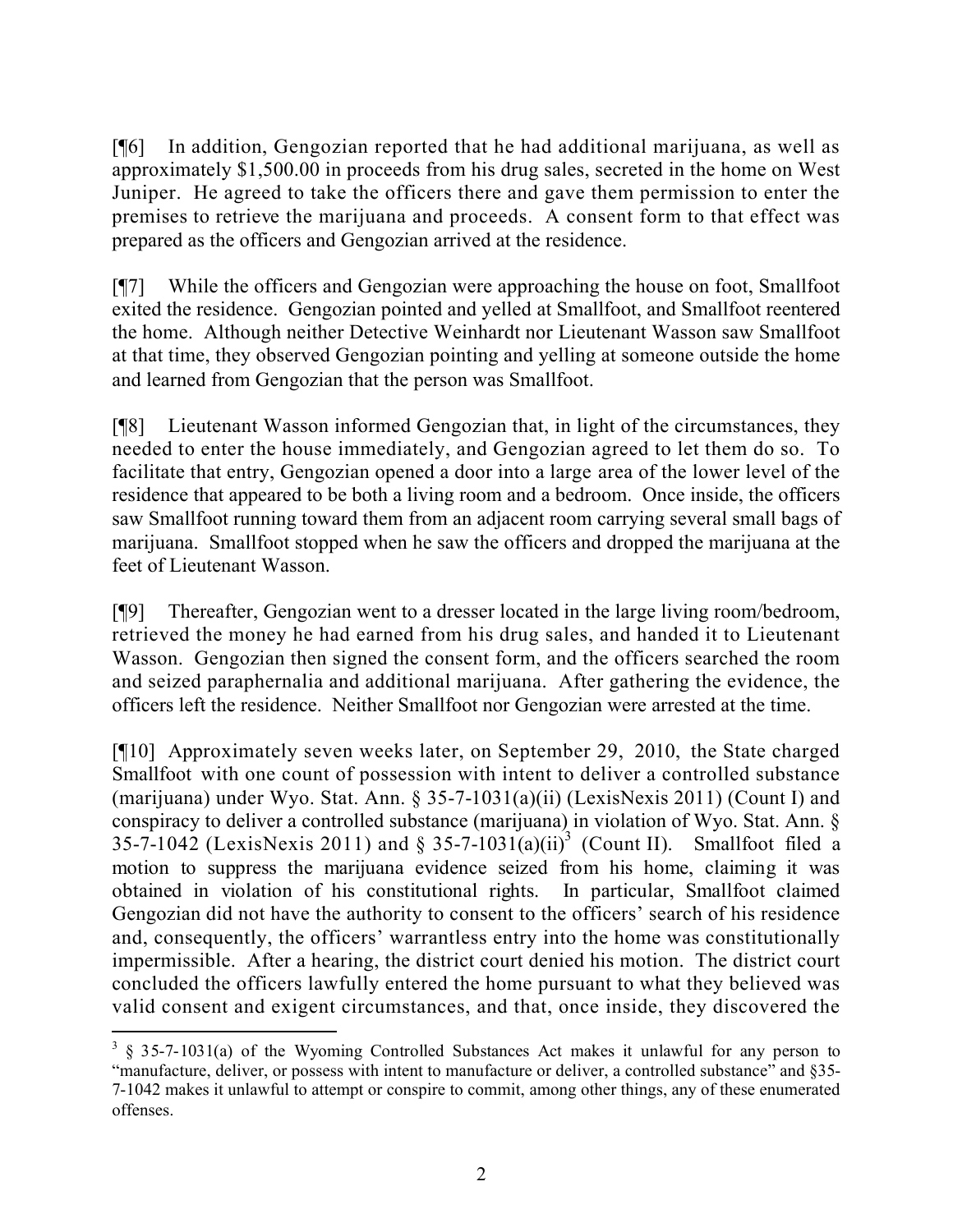[¶6] In addition, Gengozian reported that he had additional marijuana, as well as approximately $1,500.00 in proceeds from his drug sales, secreted in the home on West Juniper. He agreed to take the officers there and gave them permission to enter the premises to retrieve the marijuana and proceeds. A consent form to that effect was prepared as the officers and Gengozian arrived at the residence.

[¶7] While the officers and Gengozian were approaching the house on foot, Smallfoot exited the residence. Gengozian pointed and yelled at Smallfoot, and Smallfoot reentered the home. Although neither Detective Weinhardt nor Lieutenant Wasson saw Smallfoot at that time, they observed Gengozian pointing and yelling at someone outside the home and learned from Gengozian that the person was Smallfoot.

[¶8] Lieutenant Wasson informed Gengozian that, in light of the circumstances, they needed to enter the house immediately, and Gengozian agreed to let them do so. To facilitate that entry, Gengozian opened a door into a large area of the lower level of the residence that appeared to be both a living room and a bedroom. Once inside, the officers saw Smallfoot running toward them from an adjacent room carrying several small bags of marijuana. Smallfoot stopped when he saw the officers and dropped the marijuana at the feet of Lieutenant Wasson.

[¶9] Thereafter, Gengozian went to a dresser located in the large living room/bedroom, retrieved the money he had earned from his drug sales, and handed it to Lieutenant Wasson. Gengozian then signed the consent form, and the officers searched the room and seized paraphernalia and additional marijuana. After gathering the evidence, the officers left the residence. Neither Smallfoot nor Gengozian were arrested at the time.

[¶10] Approximately seven weeks later, on September 29, 2010, the State charged Smallfoot with one count of possession with intent to deliver a controlled substance (marijuana) under Wyo. Stat. Ann. § 35-7-1031(a)(ii) (LexisNexis 2011) (Count I) and conspiracy to deliver a controlled substance (marijuana) in violation of Wyo. Stat. Ann. § 35-7-1042 (LexisNexis 2011) and § 35-7-1031(a)(ii)[3] (Count II). Smallfoot filed a motion to suppress the marijuana evidence seized from his home, claiming it was obtained in violation of his constitutional rights. In particular, Smallfoot claimed Gengozian did not have the authority to consent to the officers' search of his residence and, consequently, the officers' warrantless entry into the home was constitutionally impermissible. After a hearing, the district court denied his motion. The district court concluded the officers lawfully entered the home pursuant to what they believed was valid consent and exigent circumstances, and that, once inside, they discovered the

[3] § 35-7-1031(a) of the Wyoming Controlled Substances Act makes it unlawful for any person to "manufacture, deliver, or possess with intent to manufacture or deliver, a controlled substance" and §35-7-1042 makes it unlawful to attempt or conspire to commit, among other things, any of these enumerated offenses.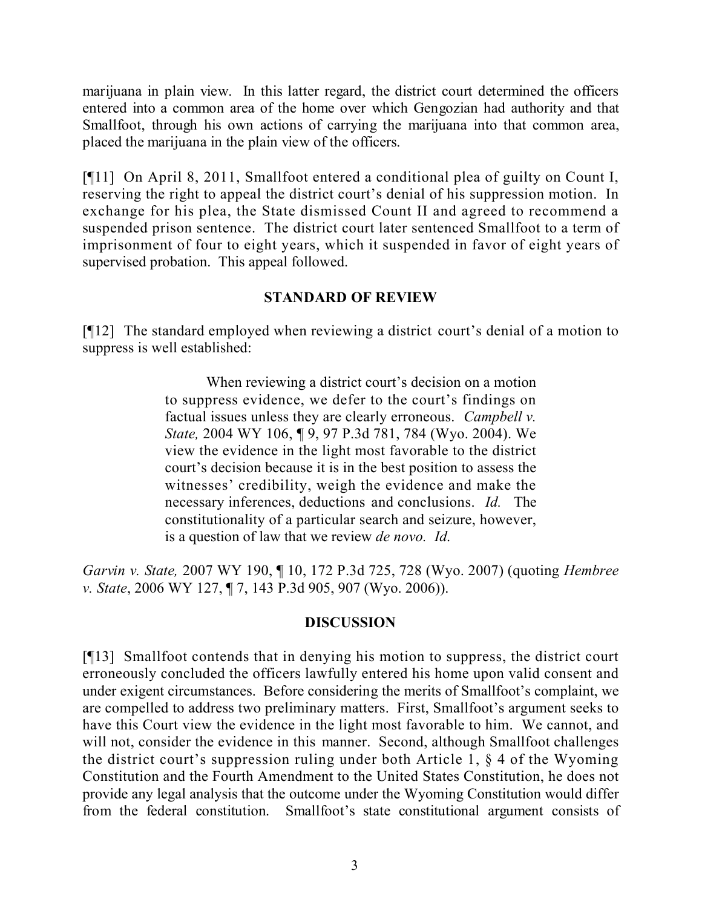marijuana in plain view. In this latter regard, the district court determined the officers entered into a common area of the home over which Gengozian had authority and that Smallfoot, through his own actions of carrying the marijuana into that common area, placed the marijuana in the plain view of the officers.

[¶11] On April 8, 2011, Smallfoot entered a conditional plea of guilty on Count I, reserving the right to appeal the district court's denial of his suppression motion. In exchange for his plea, the State dismissed Count II and agreed to recommend a suspended prison sentence. The district court later sentenced Smallfoot to a term of imprisonment of four to eight years, which it suspended in favor of eight years of supervised probation. This appeal followed.

## STANDARD OF REVIEW

[¶12] The standard employed when reviewing a district court's denial of a motion to suppress is well established:

> When reviewing a district court's decision on a motion to suppress evidence, we defer to the court's findings on factual issues unless they are clearly erroneous. *Campbell v. State,* 2004 WY 106, ¶ 9, 97 P.3d 781, 784 (Wyo. 2004). We view the evidence in the light most favorable to the district court's decision because it is in the best position to assess the witnesses' credibility, weigh the evidence and make the necessary inferences, deductions and conclusions. *Id.* The constitutionality of a particular search and seizure, however, is a question of law that we review *de novo. Id.*

*Garvin v. State,* 2007 WY 190, ¶ 10, 172 P.3d 725, 728 (Wyo. 2007) (quoting *Hembree v. State*, 2006 WY 127, ¶ 7, 143 P.3d 905, 907 (Wyo. 2006)).

## DISCUSSION

[¶13] Smallfoot contends that in denying his motion to suppress, the district court erroneously concluded the officers lawfully entered his home upon valid consent and under exigent circumstances. Before considering the merits of Smallfoot's complaint, we are compelled to address two preliminary matters. First, Smallfoot's argument seeks to have this Court view the evidence in the light most favorable to him. We cannot, and will not, consider the evidence in this manner. Second, although Smallfoot challenges the district court's suppression ruling under both Article 1, § 4 of the Wyoming Constitution and the Fourth Amendment to the United States Constitution, he does not provide any legal analysis that the outcome under the Wyoming Constitution would differ from the federal constitution. Smallfoot's state constitutional argument consists of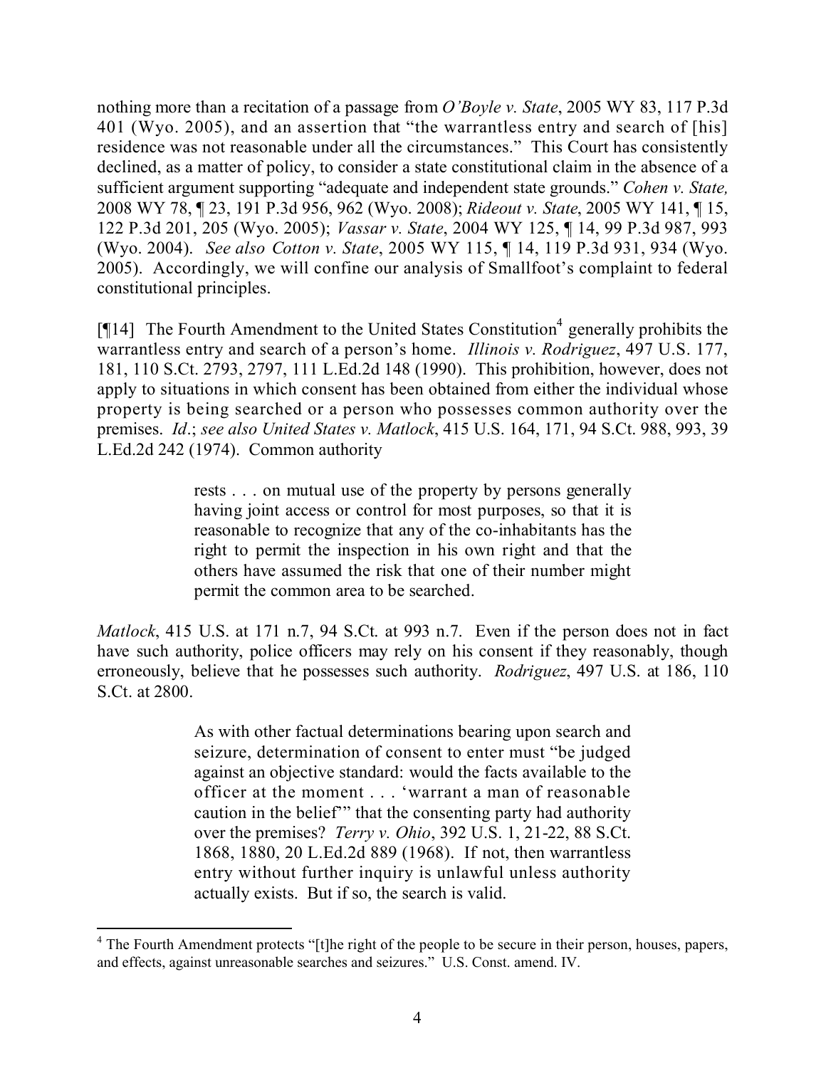nothing more than a recitation of a passage from *O'Boyle v. State*, 2005 WY 83, 117 P.3d 401 (Wyo. 2005), and an assertion that "the warrantless entry and search of [his] residence was not reasonable under all the circumstances." This Court has consistently declined, as a matter of policy, to consider a state constitutional claim in the absence of a sufficient argument supporting "adequate and independent state grounds." *Cohen v. State,* 2008 WY 78, ¶ 23, 191 P.3d 956, 962 (Wyo. 2008); *Rideout v. State*, 2005 WY 141, ¶ 15, 122 P.3d 201, 205 (Wyo. 2005); *Vassar v. State*, 2004 WY 125, ¶ 14, 99 P.3d 987, 993 (Wyo. 2004). *See also Cotton v. State*, 2005 WY 115, ¶ 14, 119 P.3d 931, 934 (Wyo. 2005). Accordingly, we will confine our analysis of Smallfoot's complaint to federal constitutional principles.

[¶14] The Fourth Amendment to the United States Constitution[4] generally prohibits the warrantless entry and search of a person's home. *Illinois v. Rodriguez*, 497 U.S. 177, 181, 110 S.Ct. 2793, 2797, 111 L.Ed.2d 148 (1990). This prohibition, however, does not apply to situations in which consent has been obtained from either the individual whose property is being searched or a person who possesses common authority over the premises. *Id*.; *see also United States v. Matlock*, 415 U.S. 164, 171, 94 S.Ct. 988, 993, 39 L.Ed.2d 242 (1974). Common authority

> rests . . . on mutual use of the property by persons generally having joint access or control for most purposes, so that it is reasonable to recognize that any of the co-inhabitants has the right to permit the inspection in his own right and that the others have assumed the risk that one of their number might permit the common area to be searched.

*Matlock*, 415 U.S. at 171 n.7, 94 S.Ct. at 993 n.7. Even if the person does not in fact have such authority, police officers may rely on his consent if they reasonably, though erroneously, believe that he possesses such authority. *Rodriguez*, 497 U.S. at 186, 110 S.Ct. at 2800.

> As with other factual determinations bearing upon search and seizure, determination of consent to enter must "be judged against an objective standard: would the facts available to the officer at the moment . . . 'warrant a man of reasonable caution in the belief'" that the consenting party had authority over the premises? *Terry v. Ohio*, 392 U.S. 1, 21-22, 88 S.Ct. 1868, 1880, 20 L.Ed.2d 889 (1968). If not, then warrantless entry without further inquiry is unlawful unless authority actually exists. But if so, the search is valid.

---

[4] The Fourth Amendment protects "[t]he right of the people to be secure in their person, houses, papers, and effects, against unreasonable searches and seizures." U.S. Const. amend. IV.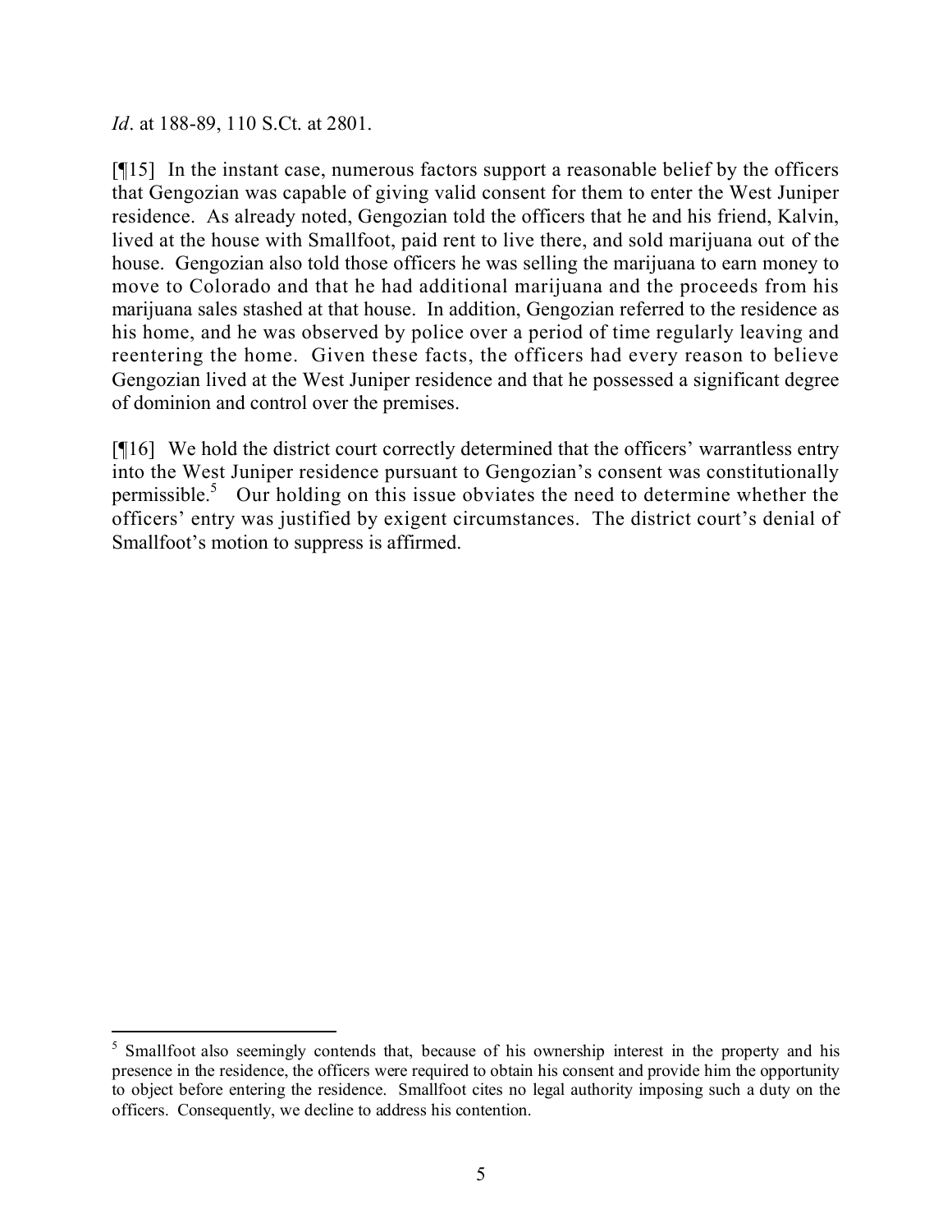*Id*. at 188-89, 110 S.Ct. at 2801.

[¶15] In the instant case, numerous factors support a reasonable belief by the officers that Gengozian was capable of giving valid consent for them to enter the West Juniper residence. As already noted, Gengozian told the officers that he and his friend, Kalvin, lived at the house with Smallfoot, paid rent to live there, and sold marijuana out of the house. Gengozian also told those officers he was selling the marijuana to earn money to move to Colorado and that he had additional marijuana and the proceeds from his marijuana sales stashed at that house. In addition, Gengozian referred to the residence as his home, and he was observed by police over a period of time regularly leaving and reentering the home. Given these facts, the officers had every reason to believe Gengozian lived at the West Juniper residence and that he possessed a significant degree of dominion and control over the premises.

[¶16] We hold the district court correctly determined that the officers' warrantless entry into the West Juniper residence pursuant to Gengozian's consent was constitutionally permissible.[5] Our holding on this issue obviates the need to determine whether the officers' entry was justified by exigent circumstances. The district court's denial of Smallfoot's motion to suppress is affirmed.

---

[5] Smallfoot also seemingly contends that, because of his ownership interest in the property and his presence in the residence, the officers were required to obtain his consent and provide him the opportunity to object before entering the residence. Smallfoot cites no legal authority imposing such a duty on the officers. Consequently, we decline to address his contention.